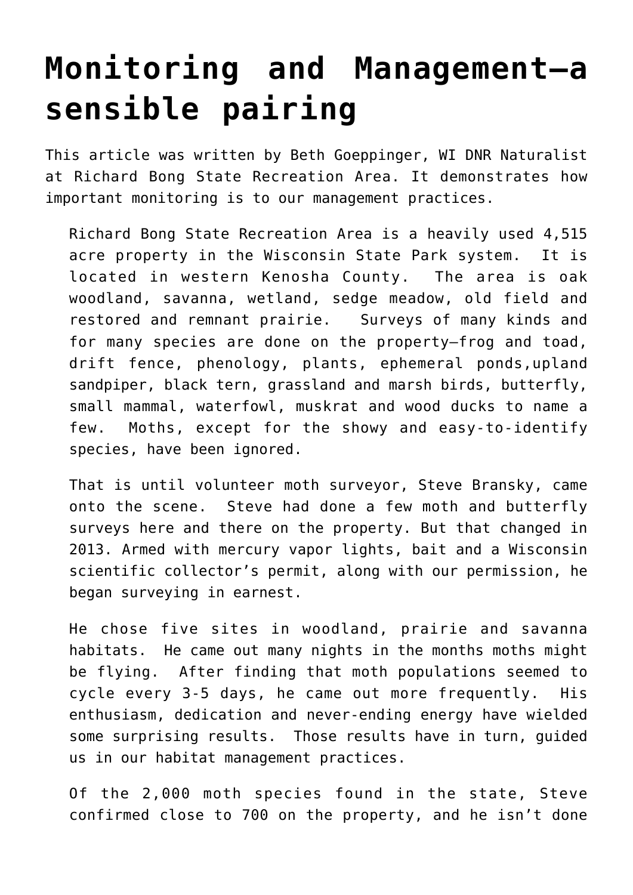# Monitoring and Management—a sensible pairing

This article was written by Beth Goeppinger, WI DNR Naturalist at Richard Bong State Recreation Area. It demonstrates how important monitoring is to our management practices.

> Richard Bong State Recreation Area is a heavily used 4,515 acre property in the Wisconsin State Park system. It is located in western Kenosha County. The area is oak woodland, savanna, wetland, sedge meadow, old field and restored and remnant prairie. Surveys of many kinds and for many species are done on the property—frog and toad, drift fence, phenology, plants, ephemeral ponds,upland sandpiper, black tern, grassland and marsh birds, butterfly, small mammal, waterfowl, muskrat and wood ducks to name a few. Moths, except for the showy and easy-to-identify species, have been ignored.
>
> That is until volunteer moth surveyor, Steve Bransky, came onto the scene. Steve had done a few moth and butterfly surveys here and there on the property. But that changed in 2013. Armed with mercury vapor lights, bait and a Wisconsin scientific collector's permit, along with our permission, he began surveying in earnest.
>
> He chose five sites in woodland, prairie and savanna habitats. He came out many nights in the months moths might be flying. After finding that moth populations seemed to cycle every 3-5 days, he came out more frequently. His enthusiasm, dedication and never-ending energy have wielded some surprising results. Those results have in turn, guided us in our habitat management practices.
>
> Of the 2,000 moth species found in the state, Steve confirmed close to 700 on the property, and he isn't done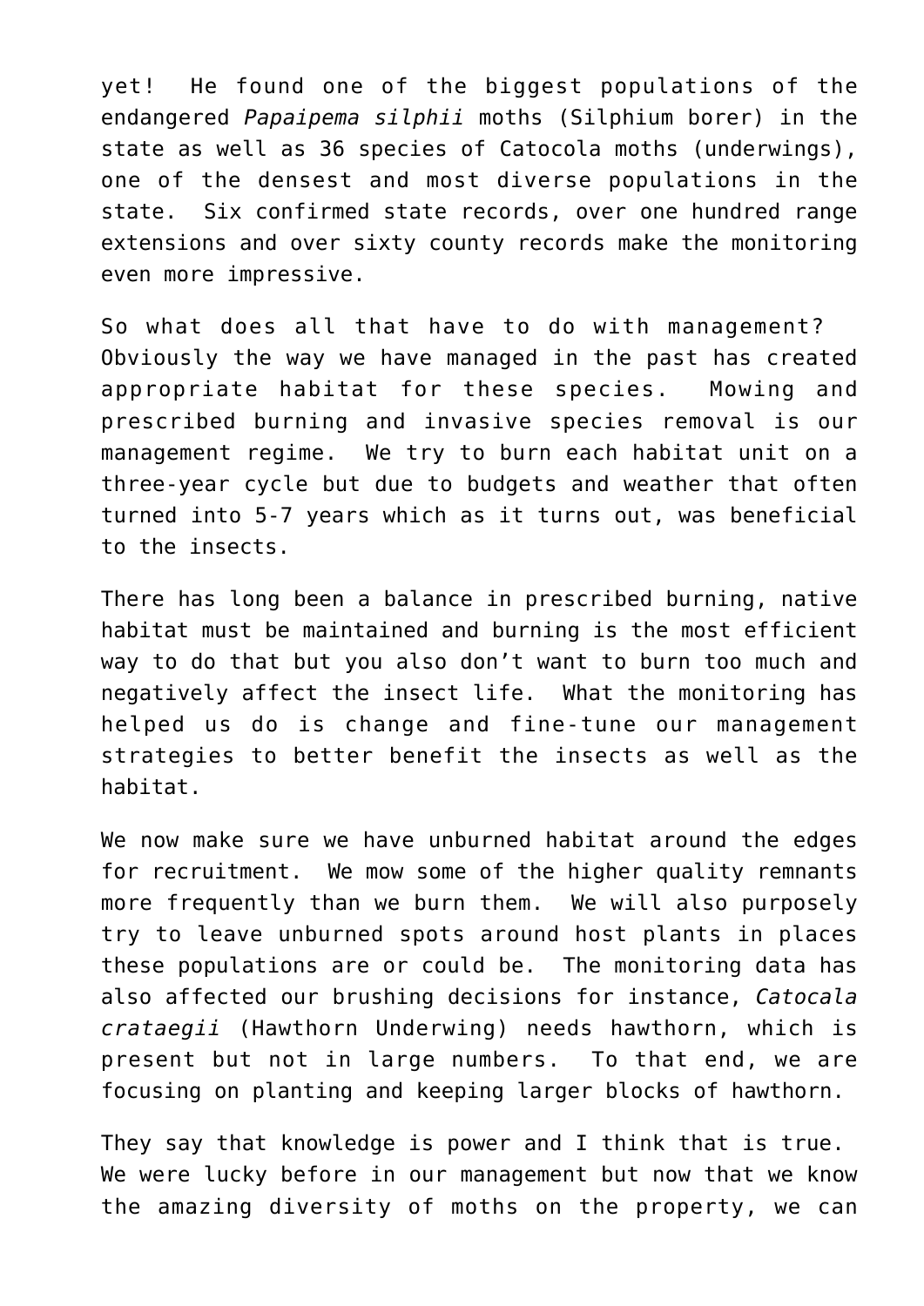yet! He found one of the biggest populations of the endangered *Papaipema silphii* moths (Silphium borer) in the state as well as 36 species of Catocola moths (underwings), one of the densest and most diverse populations in the state. Six confirmed state records, over one hundred range extensions and over sixty county records make the monitoring even more impressive.

So what does all that have to do with management? Obviously the way we have managed in the past has created appropriate habitat for these species. Mowing and prescribed burning and invasive species removal is our management regime. We try to burn each habitat unit on a three-year cycle but due to budgets and weather that often turned into 5-7 years which as it turns out, was beneficial to the insects.

There has long been a balance in prescribed burning, native habitat must be maintained and burning is the most efficient way to do that but you also don't want to burn too much and negatively affect the insect life. What the monitoring has helped us do is change and fine-tune our management strategies to better benefit the insects as well as the habitat.

We now make sure we have unburned habitat around the edges for recruitment. We mow some of the higher quality remnants more frequently than we burn them. We will also purposely try to leave unburned spots around host plants in places these populations are or could be. The monitoring data has also affected our brushing decisions for instance, *Catocala crataegii* (Hawthorn Underwing) needs hawthorn, which is present but not in large numbers. To that end, we are focusing on planting and keeping larger blocks of hawthorn.

They say that knowledge is power and I think that is true. We were lucky before in our management but now that we know the amazing diversity of moths on the property, we can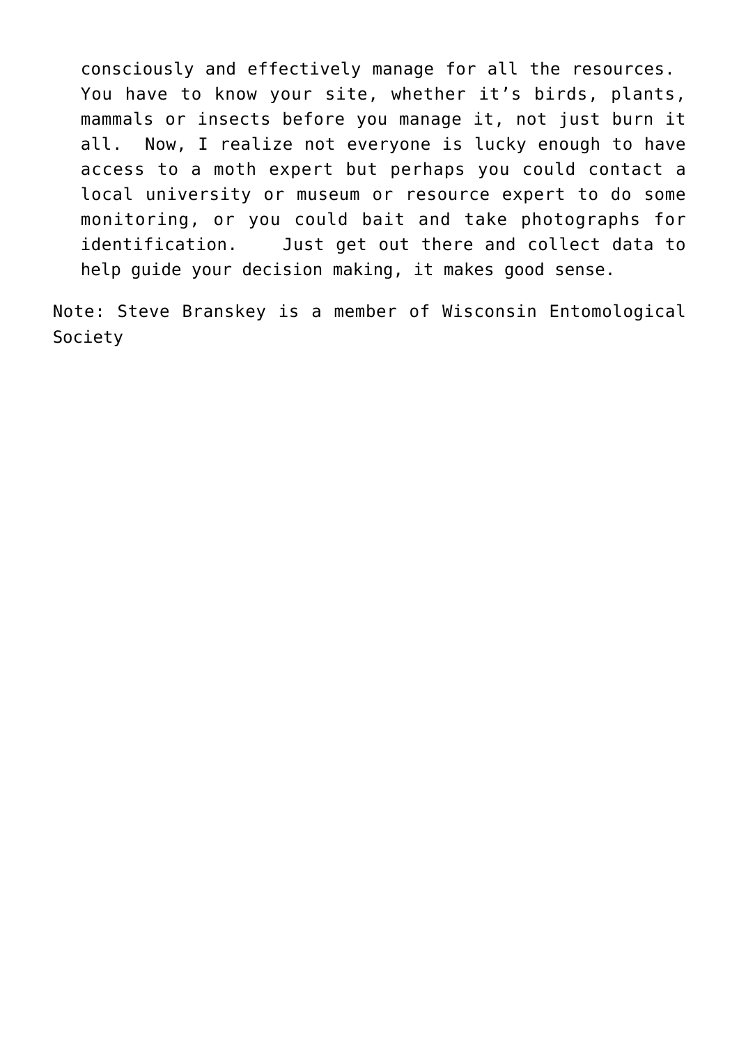consciously and effectively manage for all the resources. You have to know your site, whether it's birds, plants, mammals or insects before you manage it, not just burn it all. Now, I realize not everyone is lucky enough to have access to a moth expert but perhaps you could contact a local university or museum or resource expert to do some monitoring, or you could bait and take photographs for identification. Just get out there and collect data to help guide your decision making, it makes good sense.

Note: Steve Branskey is a member of Wisconsin Entomological Society